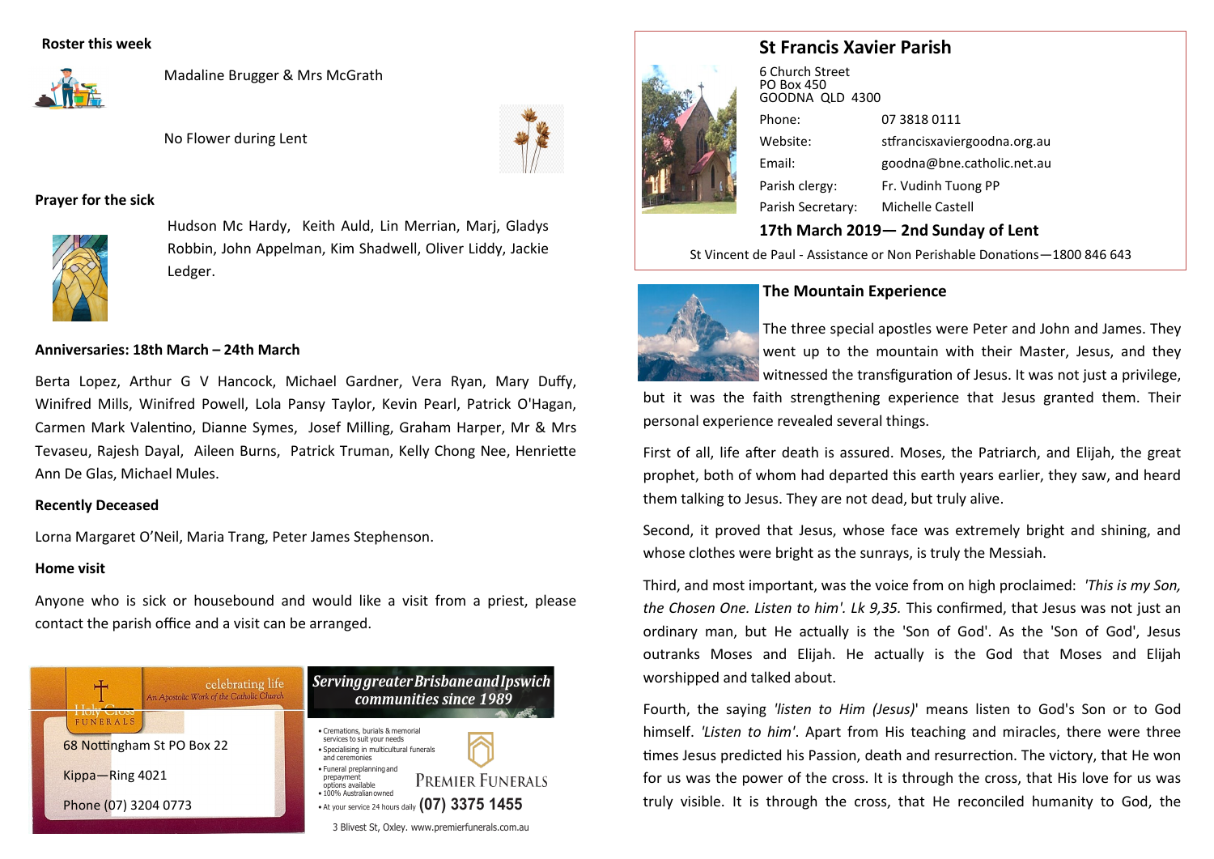**Roster this week**

Madaline Brugger & Mrs McGrath

No Flower during Lent

**Prayer for the sick**

Hudson Mc Hardy, Keith Auld, Lin Merrian, Marj, Gladys Robbin, John Appelman, Kim Shadwell, Oliver Liddy, Jackie Ledger.

**Anniversaries: 18th March – 24th March**

Berta Lopez, Arthur G V Hancock, Michael Gardner, Vera Ryan, Mary Duffy, Winifred Mills, Winifred Powell, Lola Pansy Taylor, Kevin Pearl, Patrick O'Hagan, Carmen Mark Valentino, Dianne Symes, Josef Milling, Graham Harper, Mr & Mrs Tevaseu, Rajesh Dayal, Aileen Burns, Patrick Truman, Kelly Chong Nee, Henriette Ann De Glas, Michael Mules.

**Recently Deceased**

Lorna Margaret O'Neil, Maria Trang, Peter James Stephenson.

**Home visit**

Anyone who is sick or housebound and would like a visit from a priest, please contact the parish office and a visit can be arranged.

Holy Cross FUNERALS — celebrating life — An Apostolic Work of the Catholic Church

68 Nottingham St PO Box 22

Kippa—Ring 4021

Phone (07) 3204 0773

*Serving greater Brisbane and Ipswich communities since 1989*

- Cremations, burials & memorial services to suit your needs
- Specialising in multicultural funerals and ceremonies
- Funeral preplanning and prepayment options available
- 100% Australian owned
- At your service 24 hours daily **(07) 3375 1455**

PREMIER FUNERALS

3 Blivest St, Oxley. www.premierfunerals.com.au

## St Francis Xavier Parish

6 Church Street
PO Box 450
GOODNA QLD 4300

| | |
|---|---|
| Phone: | 07 3818 0111 |
| Website: | stfrancisxaviergoodna.org.au |
| Email: | goodna@bne.catholic.net.au |
| Parish clergy: | Fr. Vudinh Tuong PP |
| Parish Secretary: | Michelle Castell |

### 17th March 2019— 2nd Sunday of Lent

St Vincent de Paul - Assistance or Non Perishable Donations—1800 846 643

### The Mountain Experience

The three special apostles were Peter and John and James. They went up to the mountain with their Master, Jesus, and they witnessed the transfiguration of Jesus. It was not just a privilege, but it was the faith strengthening experience that Jesus granted them. Their personal experience revealed several things.

First of all, life after death is assured. Moses, the Patriarch, and Elijah, the great prophet, both of whom had departed this earth years earlier, they saw, and heard them talking to Jesus. They are not dead, but truly alive.

Second, it proved that Jesus, whose face was extremely bright and shining, and whose clothes were bright as the sunrays, is truly the Messiah.

Third, and most important, was the voice from on high proclaimed: *'This is my Son, the Chosen One. Listen to him'. Lk 9,35.* This confirmed, that Jesus was not just an ordinary man, but He actually is the 'Son of God'. As the 'Son of God', Jesus outranks Moses and Elijah. He actually is the God that Moses and Elijah worshipped and talked about.

Fourth, the saying *'listen to Him (Jesus)*' means listen to God's Son or to God himself. *'Listen to him'*. Apart from His teaching and miracles, there were three times Jesus predicted his Passion, death and resurrection. The victory, that He won for us was the power of the cross. It is through the cross, that His love for us was truly visible. It is through the cross, that He reconciled humanity to God, the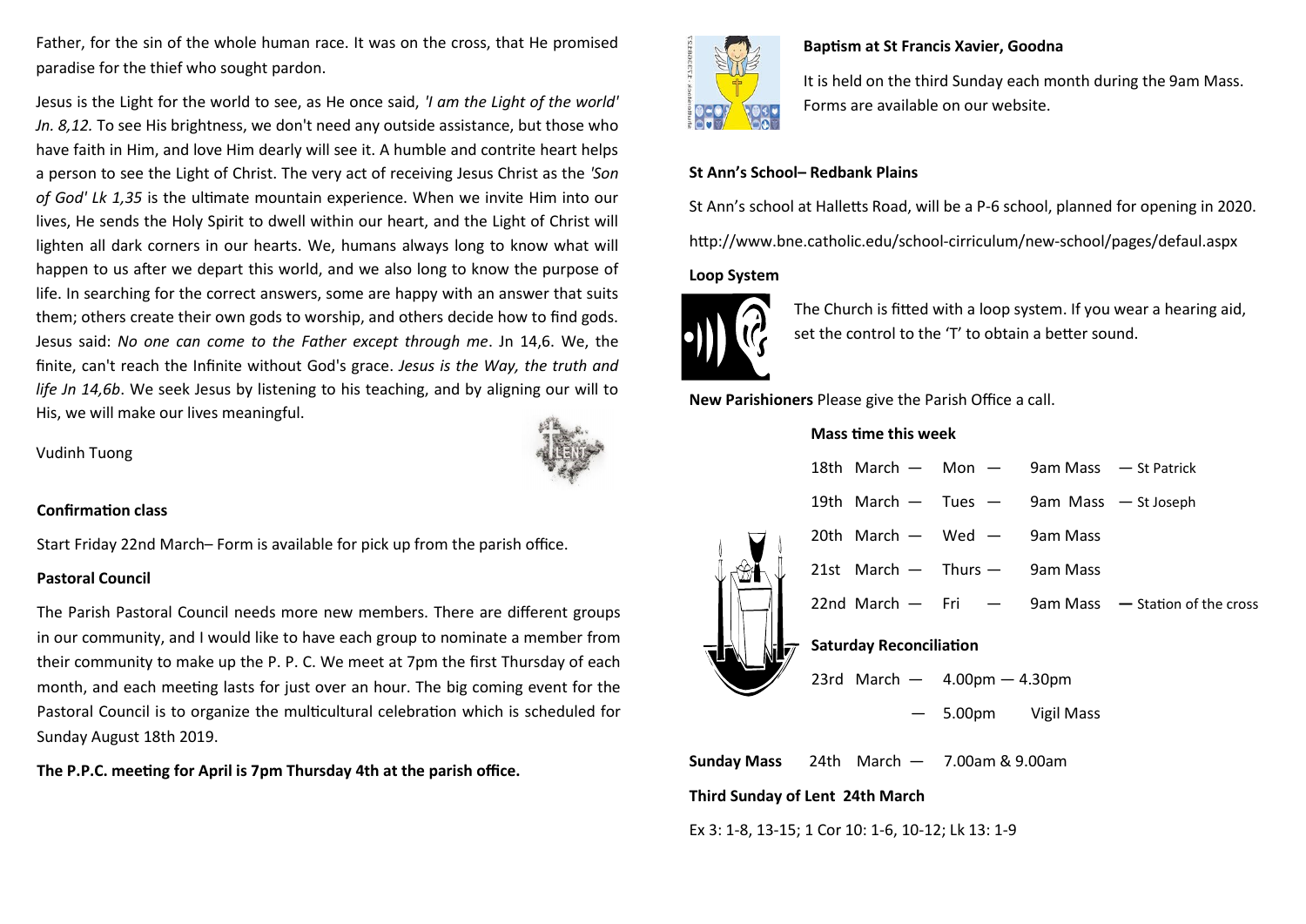Father, for the sin of the whole human race. It was on the cross, that He promised paradise for the thief who sought pardon.

Jesus is the Light for the world to see, as He once said, *'I am the Light of the world' Jn. 8,12.* To see His brightness, we don't need any outside assistance, but those who have faith in Him, and love Him dearly will see it. A humble and contrite heart helps a person to see the Light of Christ. The very act of receiving Jesus Christ as the *'Son of God' Lk 1,35* is the ultimate mountain experience. When we invite Him into our lives, He sends the Holy Spirit to dwell within our heart, and the Light of Christ will lighten all dark corners in our hearts. We, humans always long to know what will happen to us after we depart this world, and we also long to know the purpose of life. In searching for the correct answers, some are happy with an answer that suits them; others create their own gods to worship, and others decide how to find gods. Jesus said: *No one can come to the Father except through me*. Jn 14,6. We, the finite, can't reach the Infinite without God's grace. *Jesus is the Way, the truth and life Jn 14,6b*. We seek Jesus by listening to his teaching, and by aligning our will to His, we will make our lives meaningful.

Vudinh Tuong

**Confirmation class**

Start Friday 22nd March– Form is available for pick up from the parish office.

**Pastoral Council**

The Parish Pastoral Council needs more new members. There are different groups in our community, and I would like to have each group to nominate a member from their community to make up the P. P. C. We meet at 7pm the first Thursday of each month, and each meeting lasts for just over an hour. The big coming event for the Pastoral Council is to organize the multicultural celebration which is scheduled for Sunday August 18th 2019.

**The P.P.C. meeting for April is 7pm Thursday 4th at the parish office.**

**Baptism at St Francis Xavier, Goodna**

It is held on the third Sunday each month during the 9am Mass. Forms are available on our website.

**St Ann's School– Redbank Plains**

St Ann's school at Halletts Road, will be a P-6 school, planned for opening in 2020.

http://www.bne.catholic.edu/school-cirriculum/new-school/pages/defaul.aspx

**Loop System**

The Church is fitted with a loop system. If you wear a hearing aid, set the control to the 'T' to obtain a better sound.

**New Parishioners** Please give the Parish Office a call.

**Mass time this week**

18th March — Mon — 9am Mass — St Patrick

19th March — Tues — 9am Mass — St Joseph

20th March — Wed — 9am Mass

21st March — Thurs — 9am Mass

22nd March — Fri — 9am Mass — Station of the cross

**Saturday Reconciliation**

23rd March — 4.00pm — 4.30pm

— 5.00pm Vigil Mass

**Sunday Mass** 24th March — 7.00am & 9.00am

**Third Sunday of Lent 24th March**

Ex 3: 1-8, 13-15; 1 Cor 10: 1-6, 10-12; Lk 13: 1-9